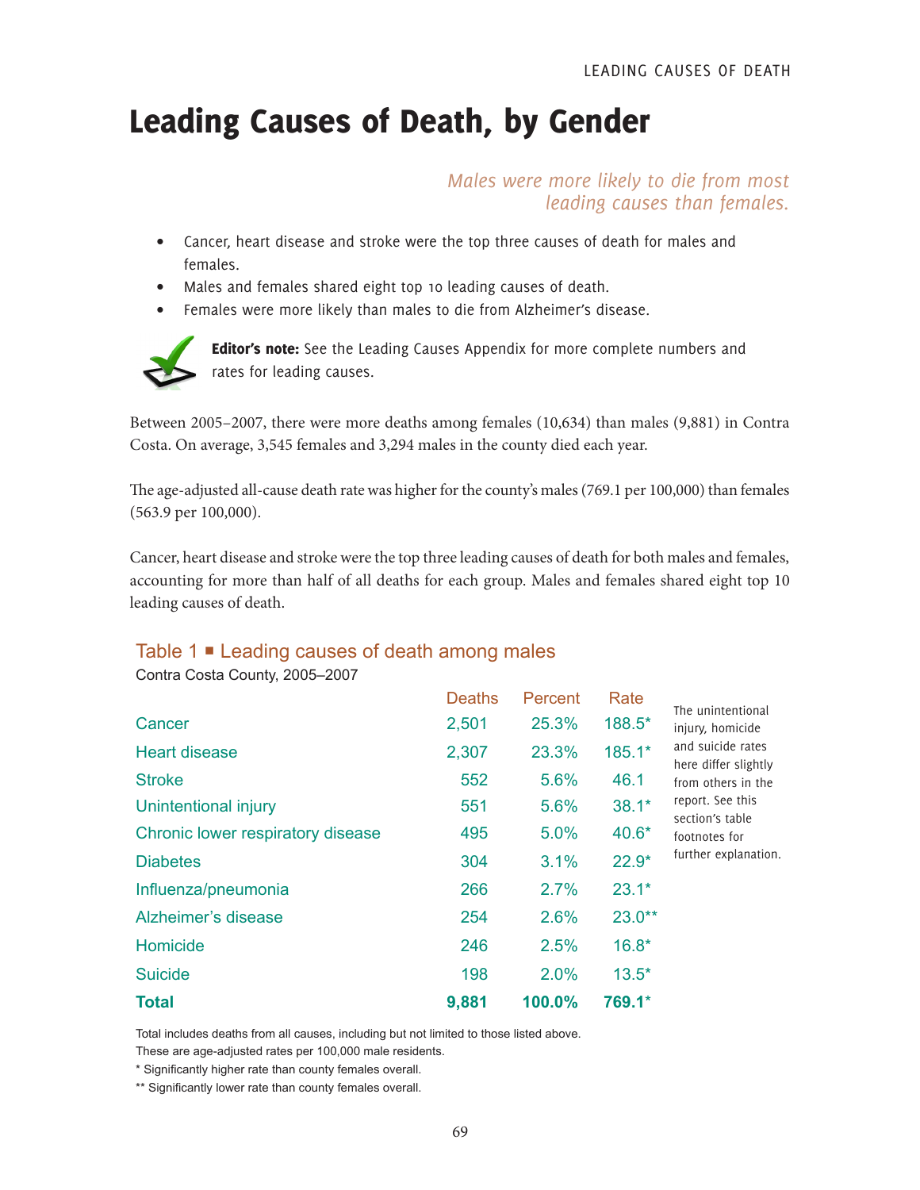# Leading Causes of Death, by Gender

*Males were more likely to die from most leading causes than females.*

- Cancer, heart disease and stroke were the top three causes of death for males and females.
- Males and females shared eight top 10 leading causes of death.
- Females were more likely than males to die from Alzheimer's disease.

**Editor's note:** See the Leading Causes Appendix for more complete numbers and rates for leading causes.

Between 2005–2007, there were more deaths among females (10,634) than males (9,881) in Contra Costa. On average, 3,545 females and 3,294 males in the county died each year.

The age-adjusted all-cause death rate was higher for the county's males (769.1 per 100,000) than females (563.9 per 100,000).

Cancer, heart disease and stroke were the top three leading causes of death for both males and females, accounting for more than half of all deaths for each group. Males and females shared eight top 10 leading causes of death.

## Table 1 ■ Leading causes of death among males

Contra Costa County, 2005–2007

| | Deaths | Percent | Rate |
|---|---|---|---|
| Cancer | 2,501 | 25.3% | 188.5* |
| Heart disease | 2,307 | 23.3% | 185.1* |
| Stroke | 552 | 5.6% | 46.1 |
| Unintentional injury | 551 | 5.6% | 38.1* |
| Chronic lower respiratory disease | 495 | 5.0% | 40.6* |
| Diabetes | 304 | 3.1% | 22.9* |
| Influenza/pneumonia | 266 | 2.7% | 23.1* |
| Alzheimer's disease | 254 | 2.6% | 23.0** |
| Homicide | 246 | 2.5% | 16.8* |
| Suicide | 198 | 2.0% | 13.5* |
| **Total** | **9,881** | **100.0%** | **769.1*** |

The unintentional injury, homicide and suicide rates here differ slightly from others in the report. See this section's table footnotes for further explanation.

Total includes deaths from all causes, including but not limited to those listed above.

These are age-adjusted rates per 100,000 male residents.

* Significantly higher rate than county females overall.

** Significantly lower rate than county females overall.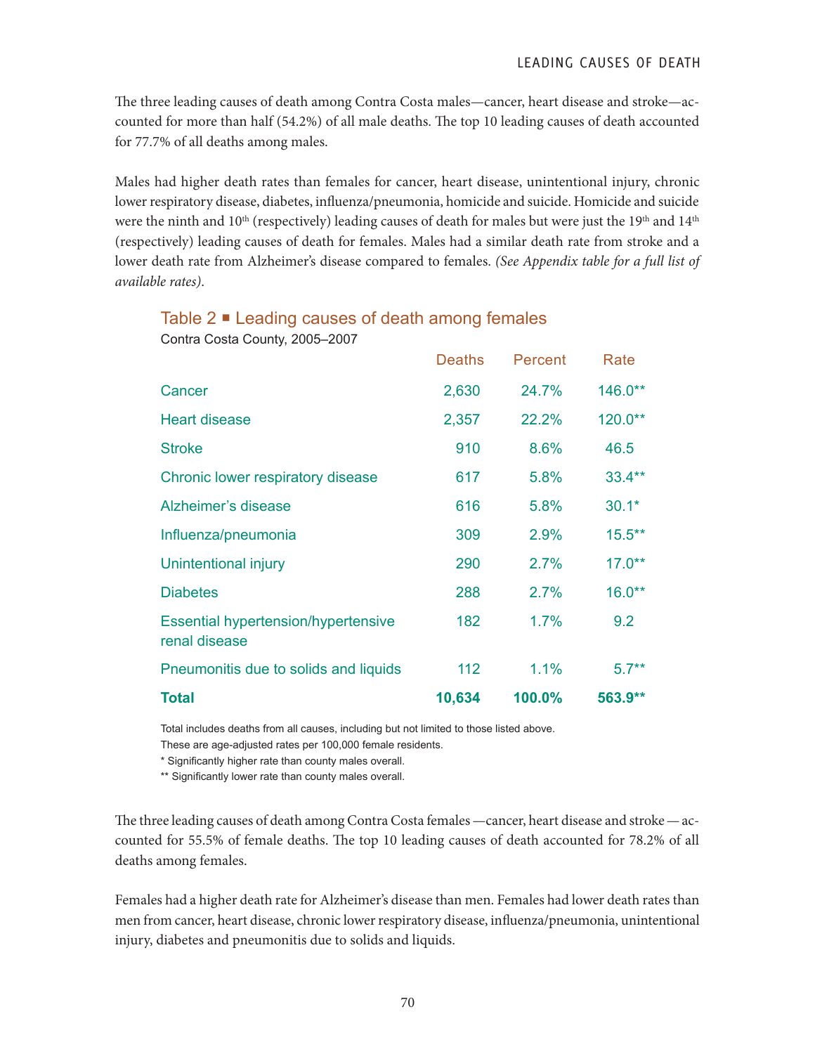The three leading causes of death among Contra Costa males—cancer, heart disease and stroke—accounted for more than half (54.2%) of all male deaths. The top 10 leading causes of death accounted for 77.7% of all deaths among males.

Males had higher death rates than females for cancer, heart disease, unintentional injury, chronic lower respiratory disease, diabetes, influenza/pneumonia, homicide and suicide. Homicide and suicide were the ninth and 10th (respectively) leading causes of death for males but were just the 19th and 14th (respectively) leading causes of death for females. Males had a similar death rate from stroke and a lower death rate from Alzheimer's disease compared to females. *(See Appendix table for a full list of available rates).*

### Table 2 ■ Leading causes of death among females

Contra Costa County, 2005–2007

| | Deaths | Percent | Rate |
|---|---|---|---|
| Cancer | 2,630 | 24.7% | 146.0** |
| Heart disease | 2,357 | 22.2% | 120.0** |
| Stroke | 910 | 8.6% | 46.5 |
| Chronic lower respiratory disease | 617 | 5.8% | 33.4** |
| Alzheimer's disease | 616 | 5.8% | 30.1* |
| Influenza/pneumonia | 309 | 2.9% | 15.5** |
| Unintentional injury | 290 | 2.7% | 17.0** |
| Diabetes | 288 | 2.7% | 16.0** |
| Essential hypertension/hypertensive renal disease | 182 | 1.7% | 9.2 |
| Pneumonitis due to solids and liquids | 112 | 1.1% | 5.7** |
| **Total** | **10,634** | **100.0%** | **563.9**** |

Total includes deaths from all causes, including but not limited to those listed above.
These are age-adjusted rates per 100,000 female residents.
* Significantly higher rate than county males overall.
** Significantly lower rate than county males overall.

The three leading causes of death among Contra Costa females —cancer, heart disease and stroke — accounted for 55.5% of female deaths. The top 10 leading causes of death accounted for 78.2% of all deaths among females.

Females had a higher death rate for Alzheimer's disease than men. Females had lower death rates than men from cancer, heart disease, chronic lower respiratory disease, influenza/pneumonia, unintentional injury, diabetes and pneumonitis due to solids and liquids.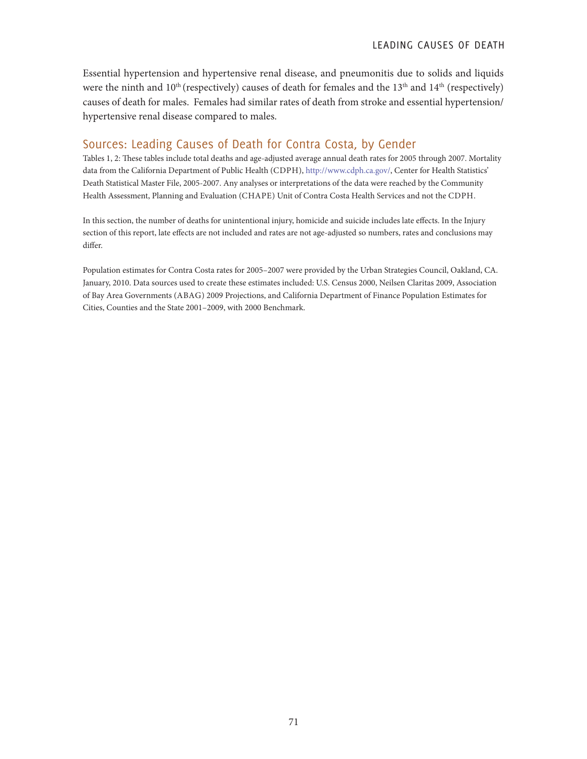Essential hypertension and hypertensive renal disease, and pneumonitis due to solids and liquids were the ninth and 10th (respectively) causes of death for females and the 13th and 14th (respectively) causes of death for males. Females had similar rates of death from stroke and essential hypertension/hypertensive renal disease compared to males.

## Sources: Leading Causes of Death for Contra Costa, by Gender

Tables 1, 2: These tables include total deaths and age-adjusted average annual death rates for 2005 through 2007. Mortality data from the California Department of Public Health (CDPH), http://www.cdph.ca.gov/, Center for Health Statistics' Death Statistical Master File, 2005-2007. Any analyses or interpretations of the data were reached by the Community Health Assessment, Planning and Evaluation (CHAPE) Unit of Contra Costa Health Services and not the CDPH.

In this section, the number of deaths for unintentional injury, homicide and suicide includes late effects. In the Injury section of this report, late effects are not included and rates are not age-adjusted so numbers, rates and conclusions may differ.

Population estimates for Contra Costa rates for 2005–2007 were provided by the Urban Strategies Council, Oakland, CA. January, 2010. Data sources used to create these estimates included: U.S. Census 2000, Neilsen Claritas 2009, Association of Bay Area Governments (ABAG) 2009 Projections, and California Department of Finance Population Estimates for Cities, Counties and the State 2001–2009, with 2000 Benchmark.